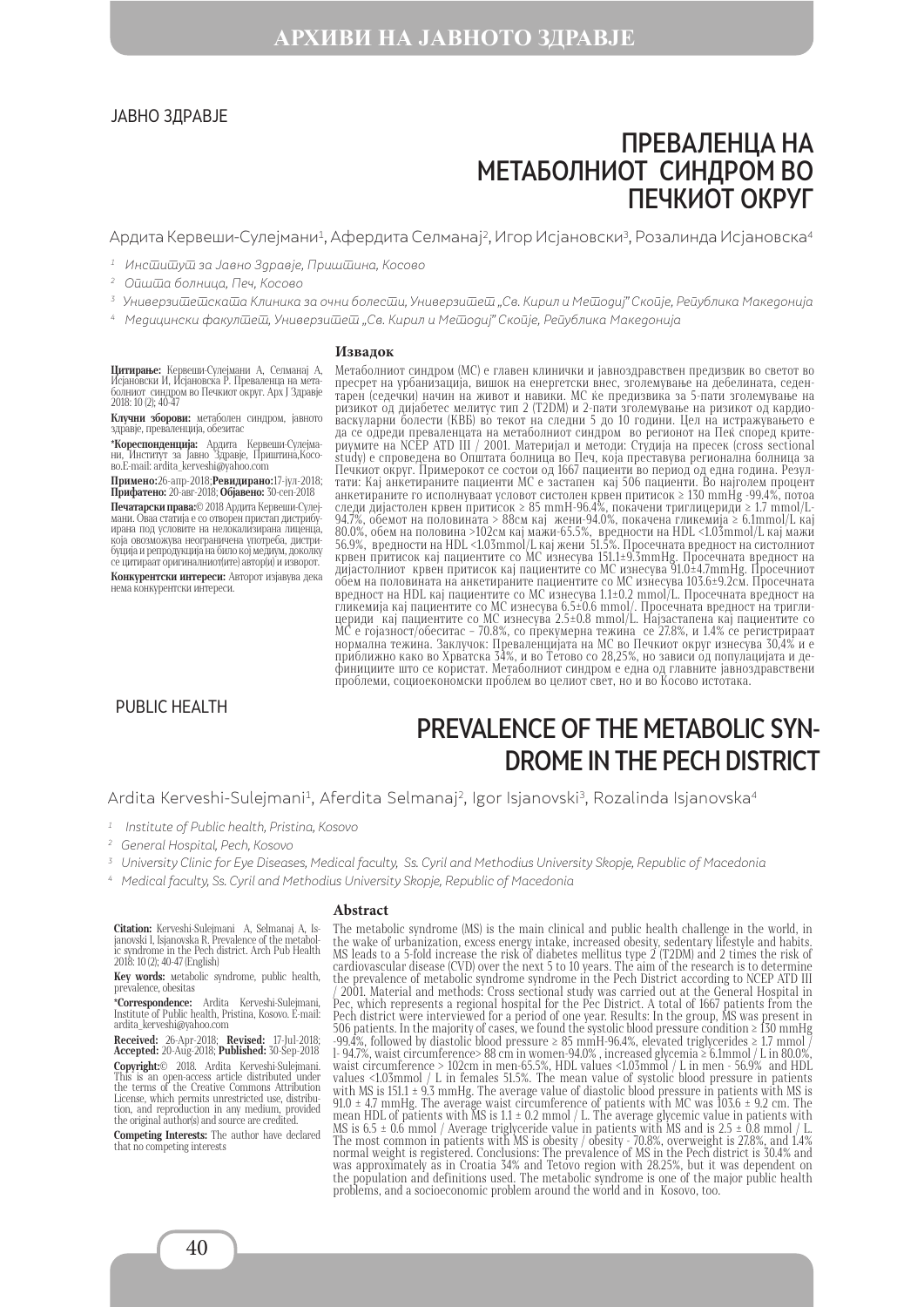ЈАВНО ЗДРАВЈЕ

# ПРЕВАЛЕНЦА НА МЕТАБОЛНИОТ СИНДРОМ ВО ПЕЧКИОТ ОКРУГ

Ардита Кервеши-Сулејмани[1], Афердита Селманај[2], Игор Исјановски[3], Розалинда Исјановска[4]

[1] *Институт за Јавно Здравје, Приштина, Косово*

[2] *Општа болница, Печ, Косово*

[3] *Универзитетската Клиника за очни болести, Универзитет „Св. Кирил и Методиј" Скопје, Република Македонија*

[4] *Медицински факултет, Универзитет „Св. Кирил и Методиј" Скопје, Република Македонија*

**Цитирање:** Кервеши-Сулејмани А, Селманај А, Исјановски И, Исјановска Р. Преваленца на метаболниот синдром во Печкиот округ. Арх Ј Здравје 2018: 10 (2); 40-47

**Клучни зборови:** метаболен синдром, јавното здравје, преваленција, обезитас

**\*Кореспонденција:** Ардита Кервеши-Сулејмани, Институт за Јавно Здравје, Приштина,Косово.E-mail: ardita_kerveshi@yahoo.com

**Примено:** 26-апр-2018; **Ревидирано:** 17-јул-2018; **Прифатено:** 20-авг-2018; **Објавено:** 30-сеп-2018

**Печатарски права:** © 2018 Ардита Кервеши-Сулејмани. Оваа статија е со отворен пристап дистрибуирана под условите на нелокализирана лиценца, која овозможува неограничена употреба, дистрибуција и репродукција на било кој медиум, доколку се цитираат оригиналниот(ите) автор(и) и изворот.

**Конкурентски интереси:** Авторот изјавува дека нема конкурентски интереси.

## Извадок

Метаболниот синдром (МС) е главен клинички и јавноздравствен предизвик во светот во пресрет на урбанизација, вишок на енергетски внес, зголемување на дебелината, седентарен (седечки) начин на живот и навики. МС ќе предизвика за 5-пати зголемување на ризикот од дијабетес мелитус тип 2 (T2DM) и 2-пати зголемување на ризикот од кардиоваскуларни болести (КВБ) во текот на следни 5 до 10 години. Цел на истражувањето е да се одреди преваленцата на метаболниот синдром во регионот на Пеќ според критериумите на NCEP ATD III / 2001. Материјал и методи: Студија на пресек (cross sectional study) е спроведена во Општа болница во Печ, која преставува регионална болница за Печкиот округ. Примерокот се состои од 1667 пациенти во период од една година. Резултати: Кај анкетираните пациенти МС е застапен кај 506 пациенти. Во најголем процент анкетираните го исполнуваат условот систолен крвен притисок ≥ 130 mmHg -99.4%, потоа следи дијастолен крвен притисок ≥ 85 mmH-96.4%, покачени триглицериди ≥ 1.7 mmol/L-94.7%, обемот на половината > 88см кај жени-94.0%, покачена гликемија ≥ 6.1mmol/L кај 80.0%, обем на половина >102см кај мажи-65.5%, вредности на HDL <1.03mmol/L кај мажи 56.9%, вредности на HDL <1.03mmol/L кај жени 51.5%. Просечната вредност на систолниот крвен притисок кај пациентите со МС изнесува 151.1±9.3mmHg. Просечната вредност на дијастолниот крвен притисок кај пациентите со МС изнесува 91.0±4.7mmHg. Просечниот обем на половината на анкетираните пациенте со МС изнесува 103.6±9.2см. Просечната вредност на HDL кај пациентите со МС изнесува 1.1±0.2 mmol/L. Просечната вредност на гликемија кај пациентите со МС изнесува 6.5±0.6 mmol/. Просечната вредност на триглицериди кај пациентите со МС изнесува 2.5±0.8 mmol/L. Најзастапена кај пациентите со МС е гојазност/обеситас – 70.8%, со прекумерна тежина се 27.8%, и 1.4% се регистрираат нормална тежина. Заклучок: Преваленцијата на МС во Печкиот округ изнесува 30,4% и е приближно како во Хрватска 34%, и во Тетово со 28,25%, но зависи од популацијата и дефинициите што се користат. Метаболниот синдром е една од главните јавноздравствени проблеми, социоекономски проблем во целиот свет, но и во Косово истотака.

PUBLIC HEALTH

# PREVALENCE OF THE METABOLIC SYNDROME IN THE PECH DISTRICT

Ardita Kerveshi-Sulejmani[1], Aferdita Selmanaj[2], Igor Isjanovski[3], Rozalinda Isjanovska[4]

[1] *Institute of Public health, Pristina, Kosovo*

[2] *General Hospital, Pech, Kosovo*

[3] *University Clinic for Eye Diseases, Medical faculty, Ss. Cyril and Methodius University Skopje, Republic of Macedonia*

[4] *Medical faculty, Ss. Cyril and Methodius University Skopje, Republic of Macedonia*

**Citation:** Kerveshi-Sulejmani A, Selmanaj A, Isjanovski I, Isjanovska R. Prevalence of the metabolic syndrome in the Pech district. Arch Pub Health 2018: 10 (2); 40-47 (English)

**Key words:** metabolic syndrome, public health, prevalence, obesitas

**\*Correspondence:** Ardita Kerveshi-Sulejmani, Institute of Public health, Pristina, Kosovo. E-mail: ardita_kerveshi@yahoo.com

**Received:** 26-Apr-2018; **Revised:** 17-Jul-2018; **Accepted:** 20-Aug-2018; **Published:** 30-Sep-2018

**Copyright:** © 2018. Ardita Kerveshi-Sulejmani. This is an open-access article distributed under the terms of the Creative Commons Attribution License, which permits unrestricted use, distribution, and reproduction in any medium, provided the original author(s) and source are credited.

**Competing Interests:** The author have declared that no competing interests

## Abstract

The metabolic syndrome (MS) is the main clinical and public health challenge in the world, in the wake of urbanization, excess energy intake, increased obesity, sedentary lifestyle and habits. MS leads to a 5-fold increase the risk of diabetes mellitus type 2 (T2DM) and 2 times the risk of cardiovascular disease (CVD) over the next 5 to 10 years. The aim of the research is to determine the prevalence of metabolic syndrome syndrome in the Pech District according to NCEP ATD III / 2001. Material and methods: Cross sectional study was carried out at the General Hospital in Pec, which represents a regional hospital for the Pec District. A total of 1667 patients from the Pech district were interviewed for a period of one year. Results: In the group, MS was present in 506 patients. In the majority of cases, we found the systolic blood pressure condition ≥ 130 mmHg -99.4%, followed by diastolic blood pressure ≥ 85 mmH-96.4%, elevated triglycerides ≥ 1.7 mmol / l- 94.7%, waist circumference> 88 cm in women-94.0% , increased glycemia ≥ 6.1mmol / L in 80.0%, waist circumference > 102cm in men-65.5%, HDL values <1.03mmol / L in men - 56.9% and HDL values <1.03mmol / L in females 51.5%. The mean value of systolic blood pressure in patients with MS is 151.1 ± 9.3 mmHg. The average value of diastolic blood pressure in patients with MS is 91.0 ± 4.7 mmHg. The average waist circumference of patients with MC was 103.6 ± 9.2 cm. The mean HDL of patients with MS is 1.1 ± 0.2 mmol / L. The average glycemic value in patients with MS is 6.5 ± 0.6 mmol / Average triglyceride value in patients with MS and is 2.5 ± 0.8 mmol / L. The most common in patients with MS is obesity / obesity - 70.8%, overweight is 27.8%, and 1.4% normal weight is registered. Conclusions: The prevalence of MS in the Pech district is 30.4% and was approximately as in Croatia 34% and Tetovo region with 28.25%, but it was dependent on the population and definitions used. The metabolic syndrome is one of the major public health problems, and a socioeconomic problem around the world and in Kosovo, too.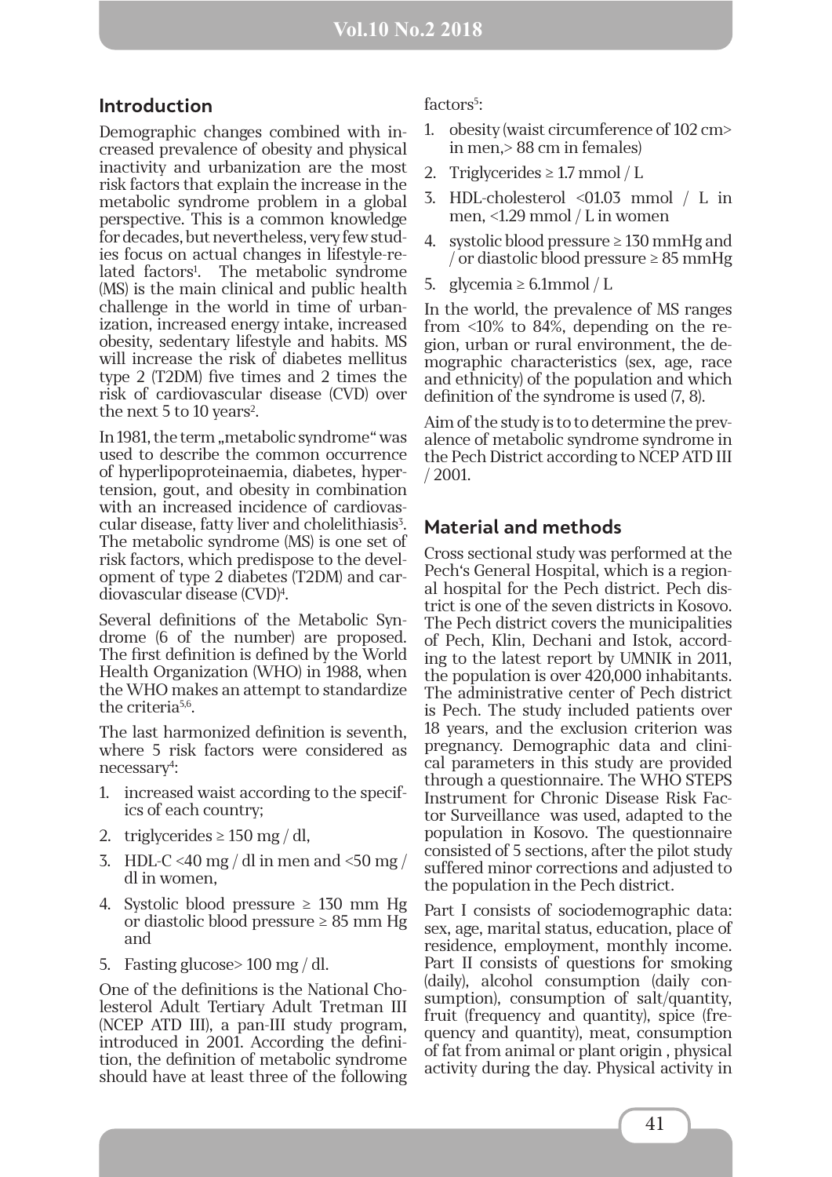## Introduction

Demographic changes combined with increased prevalence of obesity and physical inactivity and urbanization are the most risk factors that explain the increase in the metabolic syndrome problem in a global perspective. This is a common knowledge for decades, but nevertheless, very few studies focus on actual changes in lifestyle-related factors[1]. The metabolic syndrome (MS) is the main clinical and public health challenge in the world in time of urbanization, increased energy intake, increased obesity, sedentary lifestyle and habits. MS will increase the risk of diabetes mellitus type 2 (T2DM) five times and 2 times the risk of cardiovascular disease (CVD) over the next 5 to 10 years[2].

In 1981, the term „metabolic syndrome" was used to describe the common occurrence of hyperlipoproteinaemia, diabetes, hypertension, gout, and obesity in combination with an increased incidence of cardiovascular disease, fatty liver and cholelithiasis[3]. The metabolic syndrome (MS) is one set of risk factors, which predispose to the development of type 2 diabetes (T2DM) and cardiovascular disease (CVD)[4].

Several definitions of the Metabolic Syndrome (6 of the number) are proposed. The first definition is defined by the World Health Organization (WHO) in 1988, when the WHO makes an attempt to standardize the criteria[5,6].

The last harmonized definition is seventh, where 5 risk factors were considered as necessary[4]:

1. increased waist according to the specifics of each country;
2. triglycerides ≥ 150 mg / dl,
3. HDL-C <40 mg / dl in men and <50 mg / dl in women,
4. Systolic blood pressure ≥ 130 mm Hg or diastolic blood pressure ≥ 85 mm Hg and
5. Fasting glucose> 100 mg / dl.

One of the definitions is the National Cholesterol Adult Tertiary Adult Tretman III (NCEP ATD III), a pan-III study program, introduced in 2001. According the definition, the definition of metabolic syndrome should have at least three of the following factors[5]:

1. obesity (waist circumference of 102 cm> in men,> 88 cm in females)
2. Triglycerides ≥ 1.7 mmol / L
3. HDL-cholesterol <01.03 mmol / L in men, <1.29 mmol / L in women
4. systolic blood pressure ≥ 130 mmHg and / or diastolic blood pressure ≥ 85 mmHg
5. glycemia ≥ 6.1mmol / L

In the world, the prevalence of MS ranges from <10% to 84%, depending on the region, urban or rural environment, the demographic characteristics (sex, age, race and ethnicity) of the population and which definition of the syndrome is used (7, 8).

Aim of the study is to to determine the prevalence of metabolic syndrome syndrome in the Pech District according to NCEP ATD III / 2001.

## Material and methods

Cross sectional study was performed at the Pech's General Hospital, which is a regional hospital for the Pech district. Pech district is one of the seven districts in Kosovo. The Pech district covers the municipalities of Pech, Klin, Dechani and Istok, according to the latest report by UMNIK in 2011, the population is over 420,000 inhabitants. The administrative center of Pech district is Pech. The study included patients over 18 years, and the exclusion criterion was pregnancy. Demographic data and clinical parameters in this study are provided through a questionnaire. The WHO STEPS Instrument for Chronic Disease Risk Factor Surveillance was used, adapted to the population in Kosovo. The questionnaire consisted of 5 sections, after the pilot study suffered minor corrections and adjusted to the population in the Pech district.

Part I consists of sociodemographic data: sex, age, marital status, education, place of residence, employment, monthly income. Part II consists of questions for smoking (daily), alcohol consumption (daily consumption), consumption of salt/quantity, fruit (frequency and quantity), spice (frequency and quantity), meat, consumption of fat from animal or plant origin , physical activity during the day. Physical activity in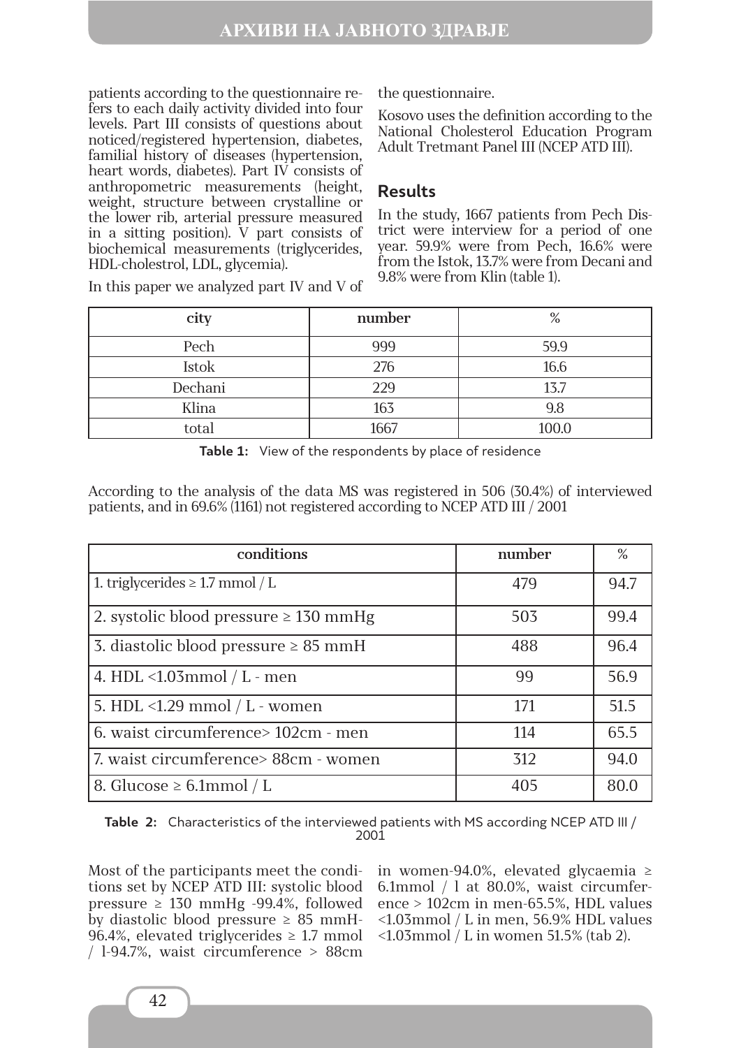patients according to the questionnaire refers to each daily activity divided into four levels. Part III consists of questions about noticed/registered hypertension, diabetes, familial history of diseases (hypertension, heart words, diabetes). Part IV consists of anthropometric measurements (height, weight, structure between crystalline or the lower rib, arterial pressure measured in a sitting position). V part consists of biochemical measurements (triglycerides, HDL-cholestrol, LDL, glycemia).

In this paper we analyzed part IV and V of the questionnaire.

Kosovo uses the definition according to the National Cholesterol Education Program Adult Tretmant Panel III (NCEP ATD III).

## Results

In the study, 1667 patients from Pech District were interview for a period of one year. 59.9% were from Pech, 16.6% were from the Istok, 13.7% were from Decani and 9.8% were from Klin (table 1).

| city | number | % |
|---|---|---|
| Pech | 999 | 59.9 |
| Istok | 276 | 16.6 |
| Dechani | 229 | 13.7 |
| Klina | 163 | 9.8 |
| total | 1667 | 100.0 |

**Table 1:** View of the respondents by place of residence

According to the analysis of the data MS was registered in 506 (30.4%) of interviewed patients, and in 69.6% (1161) not registered according to NCEP ATD III / 2001

| conditions | number | % |
|---|---|---|
| 1. triglycerides ≥ 1.7 mmol / L | 479 | 94.7 |
| 2. systolic blood pressure ≥ 130 mmHg | 503 | 99.4 |
| 3. diastolic blood pressure ≥ 85 mmH | 488 | 96.4 |
| 4. HDL <1.03mmol / L - men | 99 | 56.9 |
| 5. HDL <1.29 mmol / L - women | 171 | 51.5 |
| 6. waist circumference> 102cm - men | 114 | 65.5 |
| 7. waist circumference> 88cm - women | 312 | 94.0 |
| 8. Glucose ≥ 6.1mmol / L | 405 | 80.0 |

**Table 2:** Characteristics of the interviewed patients with MS according NCEP ATD III / 2001

Most of the participants meet the conditions set by NCEP ATD III: systolic blood pressure ≥ 130 mmHg -99.4%, followed by diastolic blood pressure ≥ 85 mmH-96.4%, elevated triglycerides ≥ 1.7 mmol / l-94.7%, waist circumference > 88cm in women-94.0%, elevated glycaemia ≥ 6.1mmol / l at 80.0%, waist circumference > 102cm in men-65.5%, HDL values <1.03mmol / L in men, 56.9% HDL values <1.03mmol / L in women 51.5% (tab 2).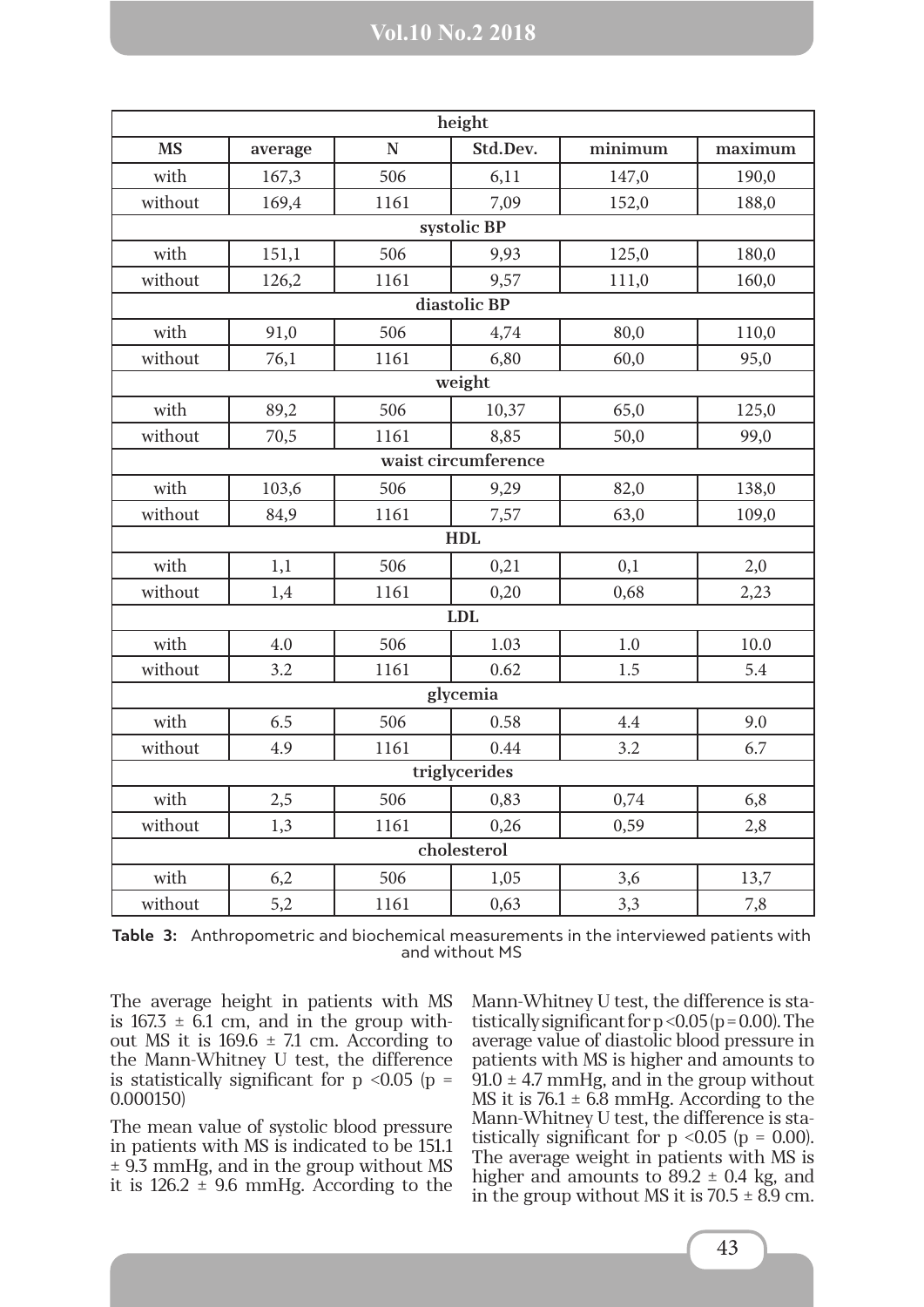| MS | average | N | Std.Dev. | minimum | maximum |
|---|---|---|---|---|---|
| **height** | | | | | |
| with | 167,3 | 506 | 6,11 | 147,0 | 190,0 |
| without | 169,4 | 1161 | 7,09 | 152,0 | 188,0 |
| **systolic BP** | | | | | |
| with | 151,1 | 506 | 9,93 | 125,0 | 180,0 |
| without | 126,2 | 1161 | 9,57 | 111,0 | 160,0 |
| **diastolic BP** | | | | | |
| with | 91,0 | 506 | 4,74 | 80,0 | 110,0 |
| without | 76,1 | 1161 | 6,80 | 60,0 | 95,0 |
| **weight** | | | | | |
| with | 89,2 | 506 | 10,37 | 65,0 | 125,0 |
| without | 70,5 | 1161 | 8,85 | 50,0 | 99,0 |
| **waist circumference** | | | | | |
| with | 103,6 | 506 | 9,29 | 82,0 | 138,0 |
| without | 84,9 | 1161 | 7,57 | 63,0 | 109,0 |
| **HDL** | | | | | |
| with | 1,1 | 506 | 0,21 | 0,1 | 2,0 |
| without | 1,4 | 1161 | 0,20 | 0,68 | 2,23 |
| **LDL** | | | | | |
| with | 4.0 | 506 | 1.03 | 1.0 | 10.0 |
| without | 3.2 | 1161 | 0.62 | 1.5 | 5.4 |
| **glycemia** | | | | | |
| with | 6.5 | 506 | 0.58 | 4.4 | 9.0 |
| without | 4.9 | 1161 | 0.44 | 3.2 | 6.7 |
| **triglycerides** | | | | | |
| with | 2,5 | 506 | 0,83 | 0,74 | 6,8 |
| without | 1,3 | 1161 | 0,26 | 0,59 | 2,8 |
| **cholesterol** | | | | | |
| with | 6,2 | 506 | 1,05 | 3,6 | 13,7 |
| without | 5,2 | 1161 | 0,63 | 3,3 | 7,8 |

**Table 3:** Anthropometric and biochemical measurements in the interviewed patients with and without MS

The average height in patients with MS is 167.3 ± 6.1 cm, and in the group without MS it is 169.6 ± 7.1 cm. According to the Mann-Whitney U test, the difference is statistically significant for $p < 0.05$ ($p = 0.000150$)

The mean value of systolic blood pressure in patients with MS is indicated to be 151.1 ± 9.3 mmHg, and in the group without MS it is 126.2 ± 9.6 mmHg. According to the Mann-Whitney U test, the difference is statistically significant for $p < 0.05$ ($p = 0.00$). The average value of diastolic blood pressure in patients with MS is higher and amounts to 91.0 ± 4.7 mmHg, and in the group without MS it is 76.1 ± 6.8 mmHg. According to the Mann-Whitney U test, the difference is statistically significant for $p < 0.05$ ($p = 0.00$). The average weight in patients with MS is higher and amounts to 89.2 ± 0.4 kg, and in the group without MS it is 70.5 ± 8.9 cm.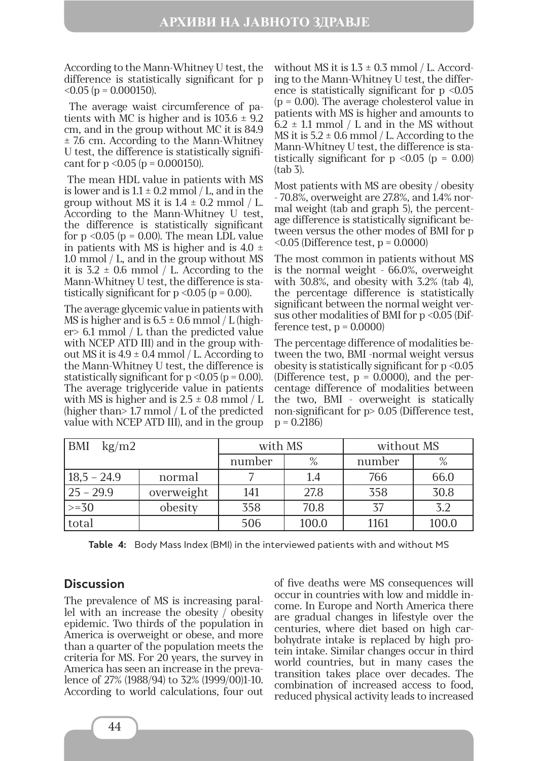According to the Mann-Whitney U test, the difference is statistically significant for $p < 0.05$ ($p = 0.000150$).

The average waist circumference of patients with MC is higher and is 103.6 ± 9.2 cm, and in the group without MC it is 84.9 ± 7.6 cm. According to the Mann-Whitney U test, the difference is statistically significant for $p < 0.05$ ($p = 0.000150$).

The mean HDL value in patients with MS is lower and is 1.1 ± 0.2 mmol / L, and in the group without MS it is 1.4 ± 0.2 mmol / L. According to the Mann-Whitney U test, the difference is statistically significant for $p < 0.05$ ($p = 0.00$). The mean LDL value in patients with MS is higher and is 4.0 ± 1.0 mmol / L, and in the group without MS it is 3.2 ± 0.6 mmol / L. According to the Mann-Whitney U test, the difference is statistically significant for $p < 0.05$ ($p = 0.00$).

The average glycemic value in patients with MS is higher and is 6.5 ± 0.6 mmol / L (higher> 6.1 mmol / L than the predicted value with NCEP ATD III) and in the group without MS it is 4.9 ± 0.4 mmol / L. According to the Mann-Whitney U test, the difference is statistically significant for $p < 0.05$ ($p = 0.00$). The average triglyceride value in patients with MS is higher and is 2.5 ± 0.8 mmol / L (higher than> 1.7 mmol / L of the predicted value with NCEP ATD III), and in the group without MS it is 1.3 ± 0.3 mmol / L. According to the Mann-Whitney U test, the difference is statistically significant for $p < 0.05$ ($p = 0.00$). The average cholesterol value in patients with MS is higher and amounts to 6.2 ± 1.1 mmol / L and in the MS without MS it is 5.2 ± 0.6 mmol / L. According to the Mann-Whitney U test, the difference is statistically significant for $p < 0.05$ ($p = 0.00$) (tab 3).

Most patients with MS are obesity / obesity - 70.8%, overweight are 27.8%, and 1.4% normal weight (tab and graph 5), the percentage difference is statistically significant between versus the other modes of BMI for $p < 0.05$ (Difference test, $p = 0.0000$)

The most common in patients without MS is the normal weight - 66.0%, overweight with 30.8%, and obesity with 3.2% (tab 4), the percentage difference is statistically significant between the normal weight versus other modalities of BMI for $p < 0.05$ (Difference test, $p = 0.0000$)

The percentage difference of modalities between the two, BMI -normal weight versus obesity is statistically significant for $p < 0.05$ (Difference test, $p = 0.0000$), and the percentage difference of modalities between the two, BMI - overweight is statically non-significant for $p > 0.05$ (Difference test, $p = 0.2186$)

| BMI kg/m2 | | with MS | | without MS | |
|---|---|---|---|---|---|
| | | number | % | number | % |
| 18,5 – 24.9 | normal | 7 | 1.4 | 766 | 66.0 |
| 25 – 29.9 | overweight | 141 | 27.8 | 358 | 30.8 |
| >=30 | obesity | 358 | 70.8 | 37 | 3.2 |
| total | | 506 | 100.0 | 1161 | 100.0 |

**Table 4:** Body Mass Index (BMI) in the interviewed patients with and without MS

## Discussion

The prevalence of MS is increasing parallel with an increase the obesity / obesity epidemic. Two thirds of the population in America is overweight or obese, and more than a quarter of the population meets the criteria for MS. For 20 years, the survey in America has seen an increase in the prevalence of 27% (1988/94) to 32% (1999/00)1-10. According to world calculations, four out of five deaths were MS consequences will occur in countries with low and middle income. In Europe and North America there are gradual changes in lifestyle over the centuries, where diet based on high carbohydrate intake is replaced by high protein intake. Similar changes occur in third world countries, but in many cases the transition takes place over decades. The combination of increased access to food, reduced physical activity leads to increased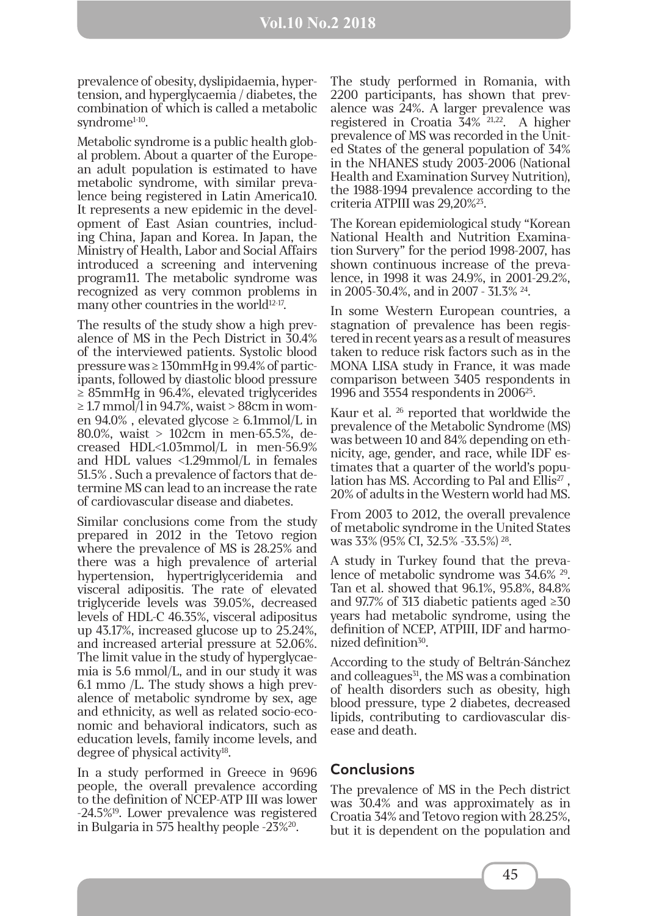prevalence of obesity, dyslipidaemia, hypertension, and hyperglycaemia / diabetes, the combination of which is called a metabolic syndrome[1-10].

Metabolic syndrome is a public health global problem. About a quarter of the European adult population is estimated to have metabolic syndrome, with similar prevalence being registered in Latin America10. It represents a new epidemic in the development of East Asian countries, including China, Japan and Korea. In Japan, the Ministry of Health, Labor and Social Affairs introduced a screening and intervening program11. The metabolic syndrome was recognized as very common problems in many other countries in the world[12-17].

The results of the study show a high prevalence of MS in the Pech District in 30.4% of the interviewed patients. Systolic blood pressure was ≥ 130mmHg in 99.4% of participants, followed by diastolic blood pressure ≥ 85mmHg in 96.4%, elevated triglycerides ≥ 1.7 mmol/l in 94.7%, waist > 88cm in women 94.0% , elevated glycose ≥ 6.1mmol/L in 80.0%, waist > 102cm in men-65.5%, decreased HDL<1.03mmol/L in men-56.9% and HDL values <1.29mmol/L in females 51.5% . Such a prevalence of factors that determine MS can lead to an increase the rate of cardiovascular disease and diabetes.

Similar conclusions come from the study prepared in 2012 in the Tetovo region where the prevalence of MS is 28.25% and there was a high prevalence of arterial hypertension, hypertriglyceridemia and visceral adipositis. The rate of elevated triglyceride levels was 39.05%, decreased levels of HDL-C 46.35%, visceral adipositus up 43.17%, increased glucose up to 25.24%, and increased arterial pressure at 52.06%. The limit value in the study of hyperglycaemia is 5.6 mmol/L, and in our study it was 6.1 mmo /L. The study shows a high prevalence of metabolic syndrome by sex, age and ethnicity, as well as related socio-economic and behavioral indicators, such as education levels, family income levels, and degree of physical activity[18].

In a study performed in Greece in 9696 people, the overall prevalence according to the definition of NCEP-ATP III was lower -24.5%[19]. Lower prevalence was registered in Bulgaria in 575 healthy people -23%[20].

The study performed in Romania, with 2200 participants, has shown that prevalence was 24%. A larger prevalence was registered in Croatia 34% [21,22]. A higher prevalence of MS was recorded in the United States of the general population of 34% in the NHANES study 2003-2006 (National Health and Examination Survey Nutrition), the 1988-1994 prevalence according to the criteria ATPIII was 29,20%[23].

The Korean epidemiological study "Korean National Health and Nutrition Examination Survery" for the period 1998-2007, has shown continuous increase of the prevalence, in 1998 it was 24.9%, in 2001-29.2%, in 2005-30.4%, and in 2007 - 31.3% [24].

In some Western European countries, a stagnation of prevalence has been registered in recent years as a result of measures taken to reduce risk factors such as in the MONA LISA study in France, it was made comparison between 3405 respondents in 1996 and 3554 respondents in 2006[25].

Kaur et al. [26] reported that worldwide the prevalence of the Metabolic Syndrome (MS) was between 10 and 84% depending on ethnicity, age, gender, and race, while IDF estimates that a quarter of the world's population has MS. According to Pal and Ellis[27] , 20% of adults in the Western world had MS.

From 2003 to 2012, the overall prevalence of metabolic syndrome in the United States was 33% (95% CI, 32.5% -33.5%) [28].

A study in Turkey found that the prevalence of metabolic syndrome was 34.6% [29]. Tan et al. showed that 96.1%, 95.8%, 84.8% and 97.7% of 313 diabetic patients aged ≥30 years had metabolic syndrome, using the definition of NCEP, ATPIII, IDF and harmonized definition[30].

According to the study of Beltrán-Sánchez and colleagues[31], the MS was a combination of health disorders such as obesity, high blood pressure, type 2 diabetes, decreased lipids, contributing to cardiovascular disease and death.

## Conclusions

The prevalence of MS in the Pech district was 30.4% and was approximately as in Croatia 34% and Tetovo region with 28.25%, but it is dependent on the population and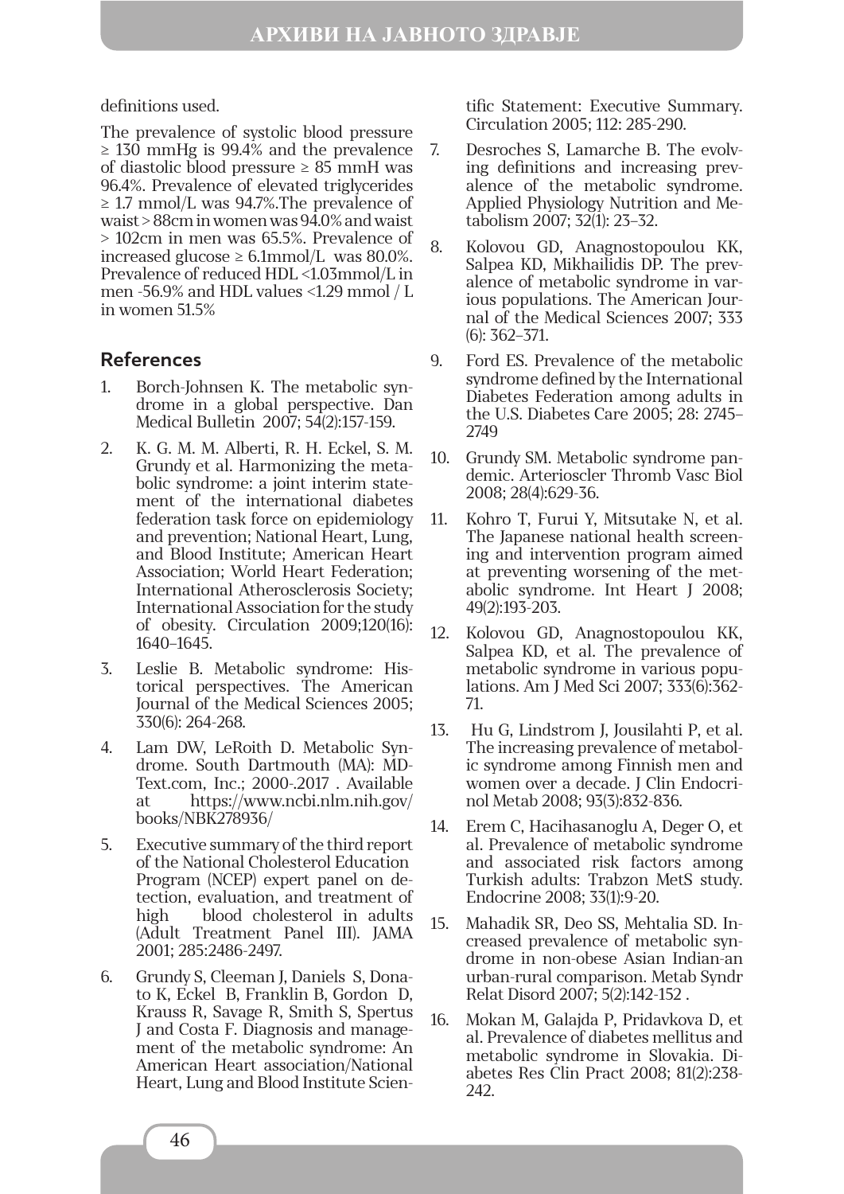definitions used.

The prevalence of systolic blood pressure ≥ 130 mmHg is 99.4% and the prevalence of diastolic blood pressure ≥ 85 mmH was 96.4%. Prevalence of elevated triglycerides ≥ 1.7 mmol/L was 94.7%.The prevalence of waist > 88cm in women was 94.0% and waist > 102cm in men was 65.5%. Prevalence of increased glucose ≥ 6.1mmol/L was 80.0%. Prevalence of reduced HDL <1.03mmol/L in men -56.9% and HDL values <1.29 mmol / L in women 51.5%

## References

1. Borch-Johnsen K. The metabolic syndrome in a global perspective. Dan Medical Bulletin 2007; 54(2):157-159.
2. K. G. M. M. Alberti, R. H. Eckel, S. M. Grundy et al. Harmonizing the metabolic syndrome: a joint interim statement of the international diabetes federation task force on epidemiology and prevention; National Heart, Lung, and Blood Institute; American Heart Association; World Heart Federation; International Atherosclerosis Society; International Association for the study of obesity. Circulation 2009;120(16): 1640–1645.
3. Leslie B. Metabolic syndrome: Historical perspectives. The American Journal of the Medical Sciences 2005; 330(6): 264-268.
4. Lam DW, LeRoith D. Metabolic Syndrome. South Dartmouth (MA): MDText.com, Inc.; 2000-.2017 . Available at https://www.ncbi.nlm.nih.gov/books/NBK278936/
5. Executive summary of the third report of the National Cholesterol Education Program (NCEP) expert panel on detection, evaluation, and treatment of high blood cholesterol in adults (Adult Treatment Panel III). JAMA 2001; 285:2486-2497.
6. Grundy S, Cleeman J, Daniels S, Donato K, Eckel B, Franklin B, Gordon D, Krauss R, Savage R, Smith S, Spertus J and Costa F. Diagnosis and management of the metabolic syndrome: An American Heart association/National Heart, Lung and Blood Institute Scientific Statement: Executive Summary. Circulation 2005; 112: 285-290.
7. Desroches S, Lamarche B. The evolving definitions and increasing prevalence of the metabolic syndrome. Applied Physiology Nutrition and Metabolism 2007; 32(1): 23–32.
8. Kolovou GD, Anagnostopoulou KK, Salpea KD, Mikhailidis DP. The prevalence of metabolic syndrome in various populations. The American Journal of the Medical Sciences 2007; 333 (6): 362–371.
9. Ford ES. Prevalence of the metabolic syndrome defined by the International Diabetes Federation among adults in the U.S. Diabetes Care 2005; 28: 2745–2749
10. Grundy SM. Metabolic syndrome pandemic. Arterioscler Thromb Vasc Biol 2008; 28(4):629-36.
11. Kohro T, Furui Y, Mitsutake N, et al. The Japanese national health screening and intervention program aimed at preventing worsening of the metabolic syndrome. Int Heart J 2008; 49(2):193-203.
12. Kolovou GD, Anagnostopoulou KK, Salpea KD, et al. The prevalence of metabolic syndrome in various populations. Am J Med Sci 2007; 333(6):362-71.
13. Hu G, Lindstrom J, Jousilahti P, et al. The increasing prevalence of metabolic syndrome among Finnish men and women over a decade. J Clin Endocrinol Metab 2008; 93(3):832-836.
14. Erem C, Hacihasanoglu A, Deger O, et al. Prevalence of metabolic syndrome and associated risk factors among Turkish adults: Trabzon MetS study. Endocrine 2008; 33(1):9-20.
15. Mahadik SR, Deo SS, Mehtalia SD. Increased prevalence of metabolic syndrome in non-obese Asian Indian-an urban-rural comparison. Metab Syndr Relat Disord 2007; 5(2):142-152 .
16. Mokan M, Galajda P, Pridavkova D, et al. Prevalence of diabetes mellitus and metabolic syndrome in Slovakia. Diabetes Res Clin Pract 2008; 81(2):238-242.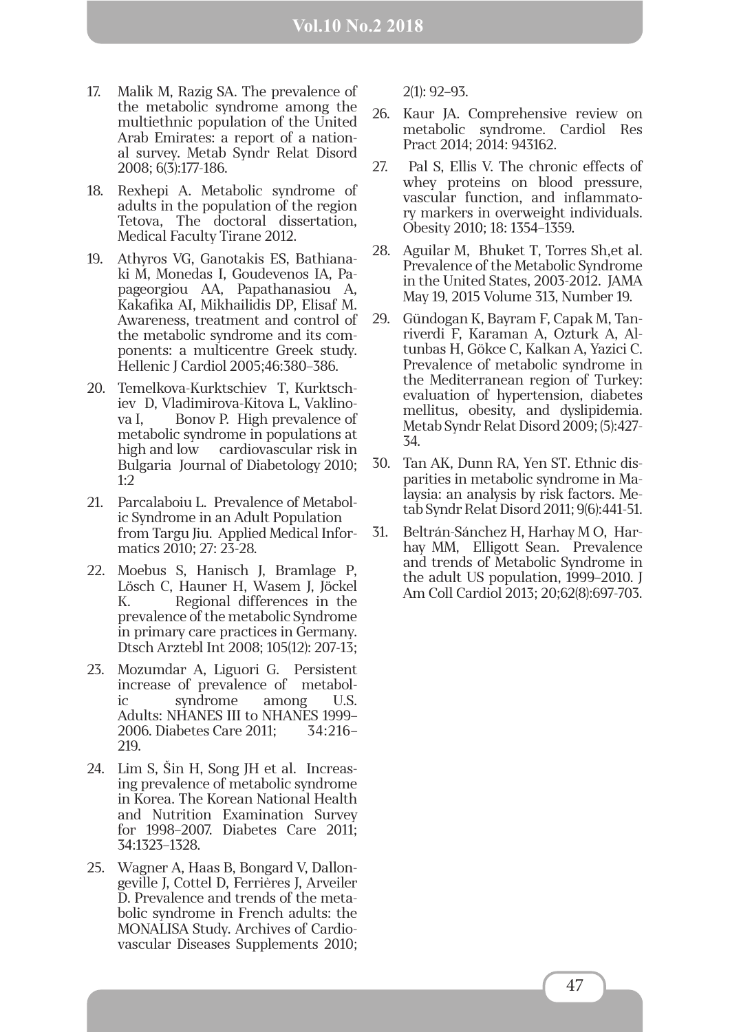17. Malik M, Razig SA. The prevalence of the metabolic syndrome among the multiethnic population of the United Arab Emirates: a report of a national survey. Metab Syndr Relat Disord 2008; 6(3):177-186.

18. Rexhepi A. Metabolic syndrome of adults in the population of the region Tetova, The doctoral dissertation, Medical Faculty Tirane 2012.

19. Athyros VG, Ganotakis ES, Bathianaki M, Monedas I, Goudevenos IA, Papageorgiou AA, Papathanasiou A, Kakafika AI, Mikhailidis DP, Elisaf M. Awareness, treatment and control of the metabolic syndrome and its components: a multicentre Greek study. Hellenic J Cardiol 2005;46:380–386.

20. Temelkova-Kurktschiev T, Kurktschiev D, Vladimirova-Kitova L, Vaklinova I, Bonov P. High prevalence of metabolic syndrome in populations at high and low cardiovascular risk in Bulgaria Journal of Diabetology 2010; 1:2

21. Parcalaboiu L. Prevalence of Metabolic Syndrome in an Adult Population from Targu Jiu. Applied Medical Informatics 2010; 27: 23-28.

22. Moebus S, Hanisch J, Bramlage P, Lösch C, Hauner H, Wasem J, Jöckel K. Regional differences in the prevalence of the metabolic Syndrome in primary care practices in Germany. Dtsch Arztebl Int 2008; 105(12): 207-13;

23. Mozumdar A, Liguori G. Persistent increase of prevalence of metabolic syndrome among U.S. Adults: NHANES III to NHANES 1999–2006. Diabetes Care 2011; 34:216–219.

24. Lim S, Šin H, Song JH et al. Increasing prevalence of metabolic syndrome in Korea. The Korean National Health and Nutrition Examination Survey for 1998–2007. Diabetes Care 2011; 34:1323–1328.

25. Wagner A, Haas B, Bongard V, Dallongeville J, Cottel D, Ferrières J, Arveiler D. Prevalence and trends of the metabolic syndrome in French adults: the MONALISA Study. Archives of Cardiovascular Diseases Supplements 2010; 2(1): 92–93.

26. Kaur JA. Comprehensive review on metabolic syndrome. Cardiol Res Pract 2014; 2014: 943162.

27. Pal S, Ellis V. The chronic effects of whey proteins on blood pressure, vascular function, and inflammatory markers in overweight individuals. Obesity 2010; 18: 1354–1359.

28. Aguilar M, Bhuket T, Torres Sh,et al. Prevalence of the Metabolic Syndrome in the United States, 2003-2012. JAMA May 19, 2015 Volume 313, Number 19.

29. Gündogan K, Bayram F, Capak M, Tanriverdi F, Karaman A, Ozturk A, Altunbas H, Gökce C, Kalkan A, Yazici C. Prevalence of metabolic syndrome in the Mediterranean region of Turkey: evaluation of hypertension, diabetes mellitus, obesity, and dyslipidemia. Metab Syndr Relat Disord 2009; (5):427-34.

30. Tan AK, Dunn RA, Yen ST. Ethnic disparities in metabolic syndrome in Malaysia: an analysis by risk factors. Metab Syndr Relat Disord 2011; 9(6):441-51.

31. Beltrán-Sánchez H, Harhay M O, Harhay MM, Elligott Sean. Prevalence and trends of Metabolic Syndrome in the adult US population, 1999–2010. J Am Coll Cardiol 2013; 20;62(8):697-703.